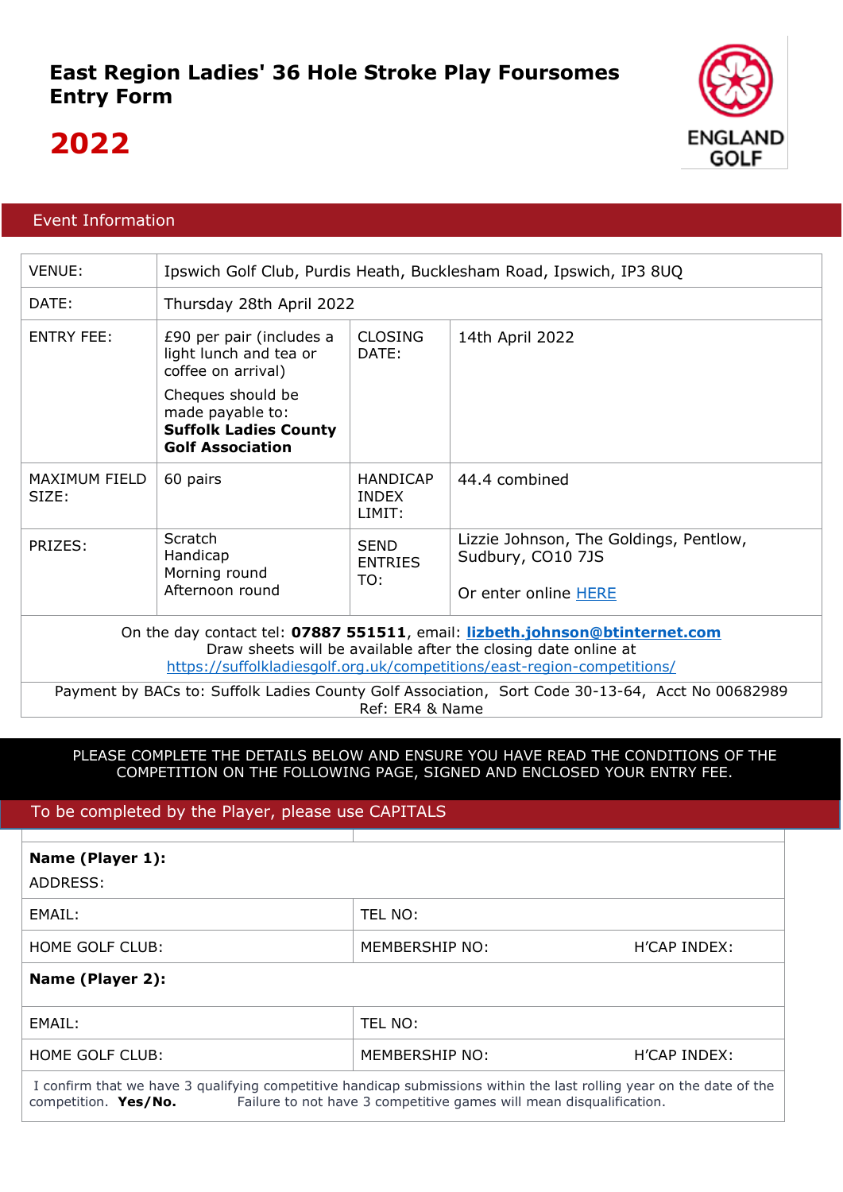# East Region Ladies' 36 Hole Stroke Play Foursomes Entry Form

# 2022

ENGLAND GOLF

## Event Information

| VENUE: | Ipswich Golf Club, Purdis Heath, Bucklesham Road, Ipswich, IP3 8UQ | | |
|---|---|---|---|
| DATE: | Thursday 28th April 2022 | | |
| ENTRY FEE: | £90 per pair (includes a light lunch and tea or coffee on arrival)<br>Cheques should be made payable to: **Suffolk Ladies County Golf Association** | CLOSING DATE: | 14th April 2022 |
| MAXIMUM FIELD SIZE: | 60 pairs | HANDICAP INDEX LIMIT: | 44.4 combined |
| PRIZES: | Scratch<br>Handicap<br>Morning round<br>Afternoon round | SEND ENTRIES TO: | Lizzie Johnson, The Goldings, Pentlow, Sudbury, CO10 7JS<br><br>Or enter online HERE |

On the day contact tel: **07887 551511**, email: **lizbeth.johnson@btinternet.com**
Draw sheets will be available after the closing date online at https://suffolkladiesgolf.org.uk/competitions/east-region-competitions/

Payment by BACs to: Suffolk Ladies County Golf Association, Sort Code 30-13-64, Acct No 00682989
Ref: ER4 & Name

PLEASE COMPLETE THE DETAILS BELOW AND ENSURE YOU HAVE READ THE CONDITIONS OF THE COMPETITION ON THE FOLLOWING PAGE, SIGNED AND ENCLOSED YOUR ENTRY FEE.

## To be completed by the Player, please use CAPITALS

| | | |
|---|---|---|
| **Name (Player 1):**<br>ADDRESS: | | |
| EMAIL: | TEL NO: | |
| HOME GOLF CLUB: | MEMBERSHIP NO: | H'CAP INDEX: |
| **Name (Player 2):** | | |
| EMAIL: | TEL NO: | |
| HOME GOLF CLUB: | MEMBERSHIP NO: | H'CAP INDEX: |

I confirm that we have 3 qualifying competitive handicap submissions within the last rolling year on the date of the competition. **Yes/No.** Failure to not have 3 competitive games will mean disqualification.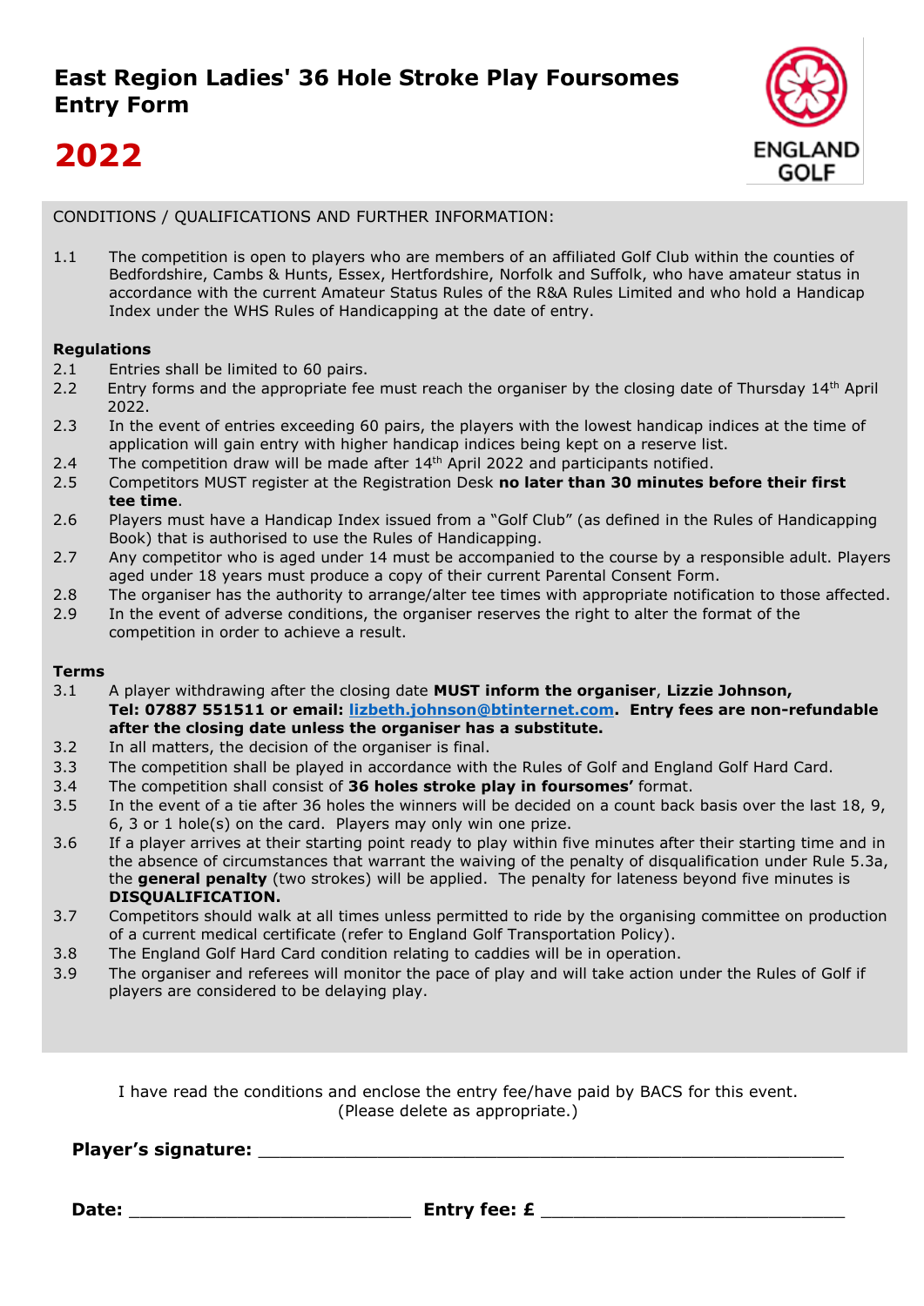# East Region Ladies' 36 Hole Stroke Play Foursomes Entry Form

# 2022

ENGLAND GOLF

CONDITIONS / QUALIFICATIONS AND FURTHER INFORMATION:

1.1 The competition is open to players who are members of an affiliated Golf Club within the counties of Bedfordshire, Cambs & Hunts, Essex, Hertfordshire, Norfolk and Suffolk, who have amateur status in accordance with the current Amateur Status Rules of the R&A Rules Limited and who hold a Handicap Index under the WHS Rules of Handicapping at the date of entry.

**Regulations**

2.1 Entries shall be limited to 60 pairs.
2.2 Entry forms and the appropriate fee must reach the organiser by the closing date of Thursday 14th April 2022.
2.3 In the event of entries exceeding 60 pairs, the players with the lowest handicap indices at the time of application will gain entry with higher handicap indices being kept on a reserve list.
2.4 The competition draw will be made after 14th April 2022 and participants notified.
2.5 Competitors MUST register at the Registration Desk **no later than 30 minutes before their first tee time**.
2.6 Players must have a Handicap Index issued from a "Golf Club" (as defined in the Rules of Handicapping Book) that is authorised to use the Rules of Handicapping.
2.7 Any competitor who is aged under 14 must be accompanied to the course by a responsible adult. Players aged under 18 years must produce a copy of their current Parental Consent Form.
2.8 The organiser has the authority to arrange/alter tee times with appropriate notification to those affected.
2.9 In the event of adverse conditions, the organiser reserves the right to alter the format of the competition in order to achieve a result.

**Terms**

3.1 A player withdrawing after the closing date **MUST inform the organiser**, **Lizzie Johnson, Tel: 07887 551511 or email: lizbeth.johnson@btinternet.com. Entry fees are non-refundable after the closing date unless the organiser has a substitute.**
3.2 In all matters, the decision of the organiser is final.
3.3 The competition shall be played in accordance with the Rules of Golf and England Golf Hard Card.
3.4 The competition shall consist of **36 holes stroke play in foursomes'** format.
3.5 In the event of a tie after 36 holes the winners will be decided on a count back basis over the last 18, 9, 6, 3 or 1 hole(s) on the card. Players may only win one prize.
3.6 If a player arrives at their starting point ready to play within five minutes after their starting time and in the absence of circumstances that warrant the waiving of the penalty of disqualification under Rule 5.3a, the **general penalty** (two strokes) will be applied. The penalty for lateness beyond five minutes is **DISQUALIFICATION.**
3.7 Competitors should walk at all times unless permitted to ride by the organising committee on production of a current medical certificate (refer to England Golf Transportation Policy).
3.8 The England Golf Hard Card condition relating to caddies will be in operation.
3.9 The organiser and referees will monitor the pace of play and will take action under the Rules of Golf if players are considered to be delaying play.

I have read the conditions and enclose the entry fee/have paid by BACS for this event.
(Please delete as appropriate.)

**Player's signature:** ______________________________________________

**Date:** ____________________ **Entry fee: £** ______________________